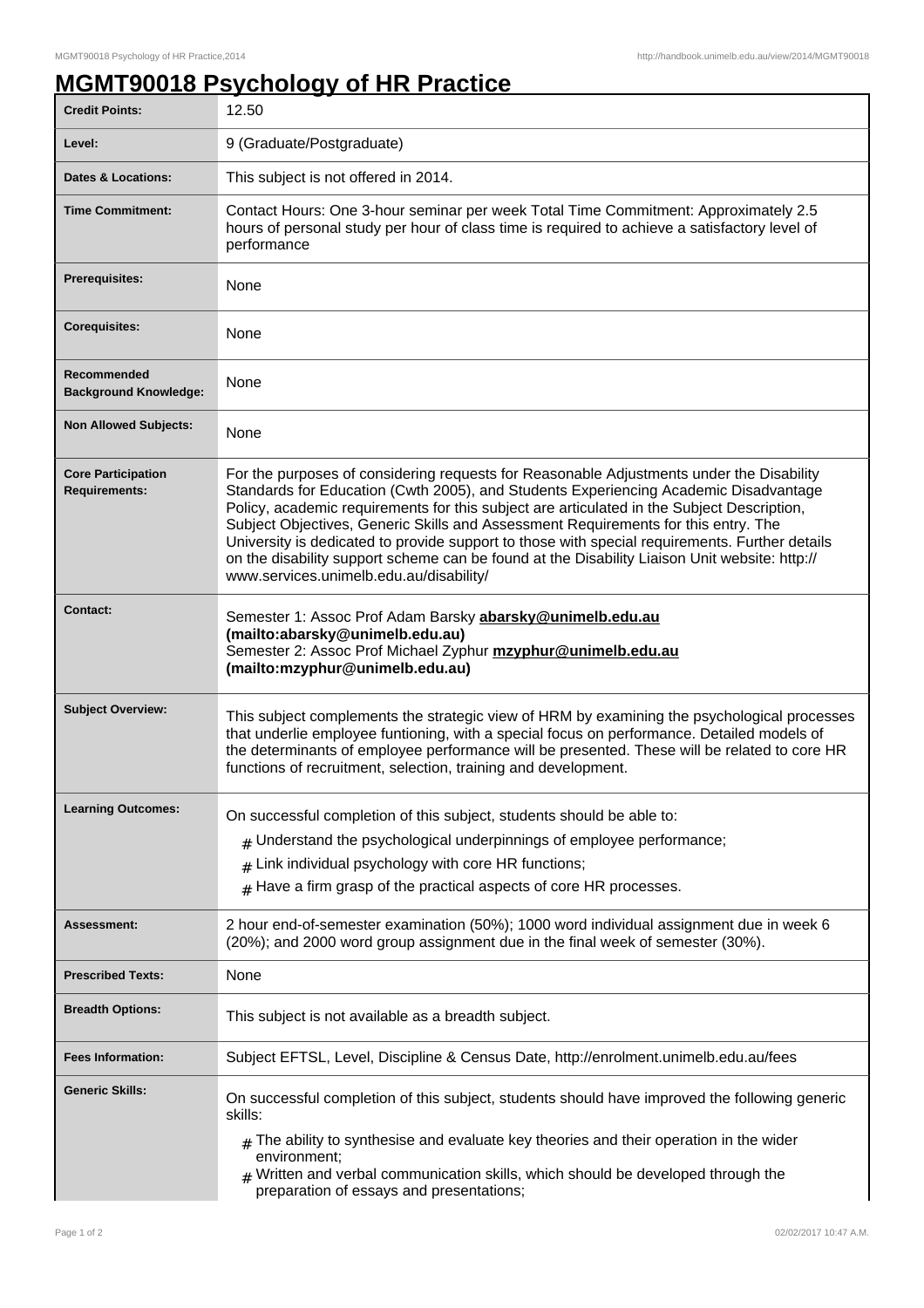# MGMT90018 Psychology of HR Practice

| | |
|---|---|
| **Credit Points:** | 12.50 |
| **Level:** | 9 (Graduate/Postgraduate) |
| **Dates & Locations:** | This subject is not offered in 2014. |
| **Time Commitment:** | Contact Hours: One 3-hour seminar per week Total Time Commitment: Approximately 2.5 hours of personal study per hour of class time is required to achieve a satisfactory level of performance |
| **Prerequisites:** | None |
| **Corequisites:** | None |
| **Recommended Background Knowledge:** | None |
| **Non Allowed Subjects:** | None |
| **Core Participation Requirements:** | For the purposes of considering requests for Reasonable Adjustments under the Disability Standards for Education (Cwth 2005), and Students Experiencing Academic Disadvantage Policy, academic requirements for this subject are articulated in the Subject Description, Subject Objectives, Generic Skills and Assessment Requirements for this entry. The University is dedicated to provide support to those with special requirements. Further details on the disability support scheme can be found at the Disability Liaison Unit website: http://www.services.unimelb.edu.au/disability/ |
| **Contact:** | Semester 1: Assoc Prof Adam Barsky **abarsky@unimelb.edu.au (mailto:abarsky@unimelb.edu.au)**<br>Semester 2: Assoc Prof Michael Zyphur **mzyphur@unimelb.edu.au (mailto:mzyphur@unimelb.edu.au)** |
| **Subject Overview:** | This subject complements the strategic view of HRM by examining the psychological processes that underlie employee funtioning, with a special focus on performance. Detailed models of the determinants of employee performance will be presented. These will be related to core HR functions of recruitment, selection, training and development. |
| **Learning Outcomes:** | On successful completion of this subject, students should be able to:<br># Understand the psychological underpinnings of employee performance;<br># Link individual psychology with core HR functions;<br># Have a firm grasp of the practical aspects of core HR processes. |
| **Assessment:** | 2 hour end-of-semester examination (50%); 1000 word individual assignment due in week 6 (20%); and 2000 word group assignment due in the final week of semester (30%). |
| **Prescribed Texts:** | None |
| **Breadth Options:** | This subject is not available as a breadth subject. |
| **Fees Information:** | Subject EFTSL, Level, Discipline & Census Date, http://enrolment.unimelb.edu.au/fees |
| **Generic Skills:** | On successful completion of this subject, students should have improved the following generic skills:<br># The ability to synthesise and evaluate key theories and their operation in the wider environment;<br># Written and verbal communication skills, which should be developed through the preparation of essays and presentations; |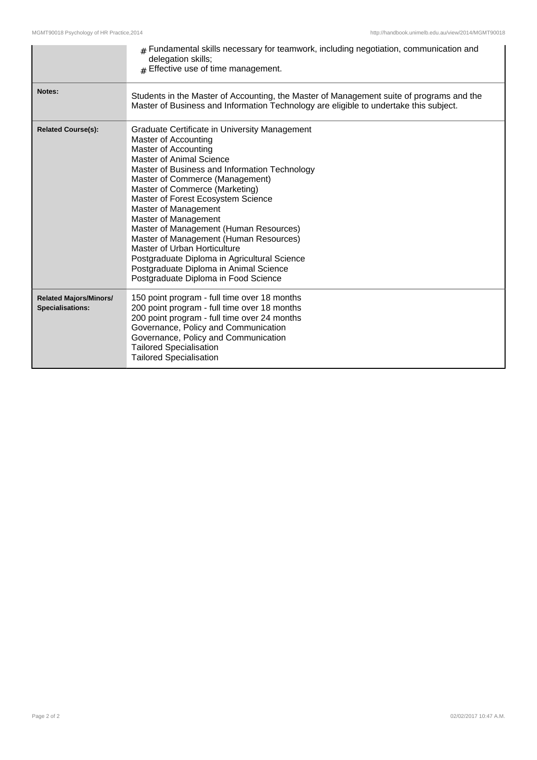| | |
|---|---|
| | # Fundamental skills necessary for teamwork, including negotiation, communication and delegation skills;<br># Effective use of time management. |
| **Notes:** | Students in the Master of Accounting, the Master of Management suite of programs and the Master of Business and Information Technology are eligible to undertake this subject. |
| **Related Course(s):** | Graduate Certificate in University Management<br>Master of Accounting<br>Master of Accounting<br>Master of Animal Science<br>Master of Business and Information Technology<br>Master of Commerce (Management)<br>Master of Commerce (Marketing)<br>Master of Forest Ecosystem Science<br>Master of Management<br>Master of Management<br>Master of Management (Human Resources)<br>Master of Management (Human Resources)<br>Master of Urban Horticulture<br>Postgraduate Diploma in Agricultural Science<br>Postgraduate Diploma in Animal Science<br>Postgraduate Diploma in Food Science |
| **Related Majors/Minors/ Specialisations:** | 150 point program - full time over 18 months<br>200 point program - full time over 18 months<br>200 point program - full time over 24 months<br>Governance, Policy and Communication<br>Governance, Policy and Communication<br>Tailored Specialisation<br>Tailored Specialisation |